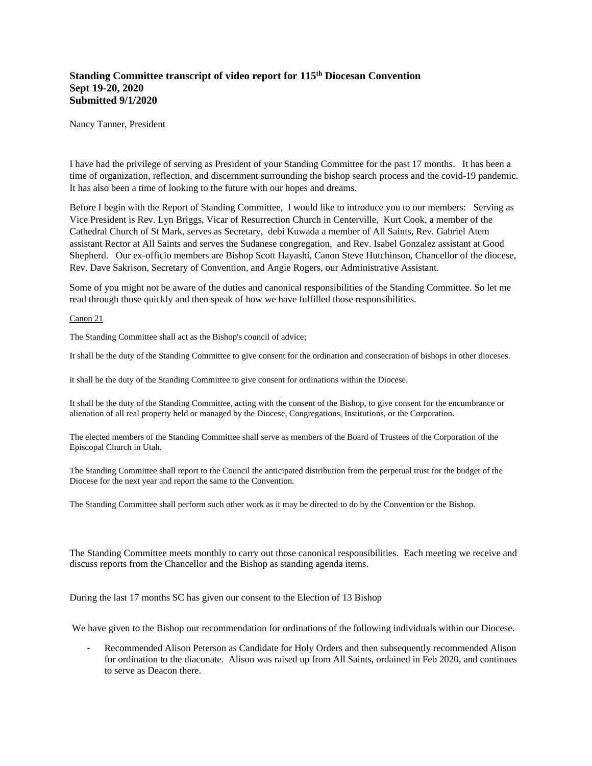**Standing Committee transcript of video report for 115th Diocesan Convention**
**Sept 19-20, 2020**
**Submitted 9/1/2020**

Nancy Tanner, President

I have had the privilege of serving as President of your Standing Committee for the past 17 months. It has been a time of organization, reflection, and discernment surrounding the bishop search process and the covid-19 pandemic. It has also been a time of looking to the future with our hopes and dreams.

Before I begin with the Report of Standing Committee, I would like to introduce you to our members: Serving as Vice President is Rev. Lyn Briggs, Vicar of Resurrection Church in Centerville, Kurt Cook, a member of the Cathedral Church of St Mark, serves as Secretary, debi Kuwada a member of All Saints, Rev. Gabriel Atem assistant Rector at All Saints and serves the Sudanese congregation, and Rev. Isabel Gonzalez assistant at Good Shepherd. Our ex-officio members are Bishop Scott Hayashi, Canon Steve Hutchinson, Chancellor of the diocese, Rev. Dave Sakrison, Secretary of Convention, and Angie Rogers, our Administrative Assistant.

Some of you might not be aware of the duties and canonical responsibilities of the Standing Committee. So let me read through those quickly and then speak of how we have fulfilled those responsibilities.

Canon 21

The Standing Committee shall act as the Bishop's council of advice;

It shall be the duty of the Standing Committee to give consent for the ordination and consecration of bishops in other dioceses.

it shall be the duty of the Standing Committee to give consent for ordinations within the Diocese.

It shall be the duty of the Standing Committee, acting with the consent of the Bishop, to give consent for the encumbrance or alienation of all real property held or managed by the Diocese, Congregations, Institutions, or the Corporation.

The elected members of the Standing Committee shall serve as members of the Board of Trustees of the Corporation of the Episcopal Church in Utah.

The Standing Committee shall report to the Council the anticipated distribution from the perpetual trust for the budget of the Diocese for the next year and report the same to the Convention.

The Standing Committee shall perform such other work as it may be directed to do by the Convention or the Bishop.

The Standing Committee meets monthly to carry out those canonical responsibilities. Each meeting we receive and discuss reports from the Chancellor and the Bishop as standing agenda items.

During the last 17 months SC has given our consent to the Election of 13 Bishop

We have given to the Bishop our recommendation for ordinations of the following individuals within our Diocese.

- Recommended Alison Peterson as Candidate for Holy Orders and then subsequently recommended Alison for ordination to the diaconate. Alison was raised up from All Saints, ordained in Feb 2020, and continues to serve as Deacon there.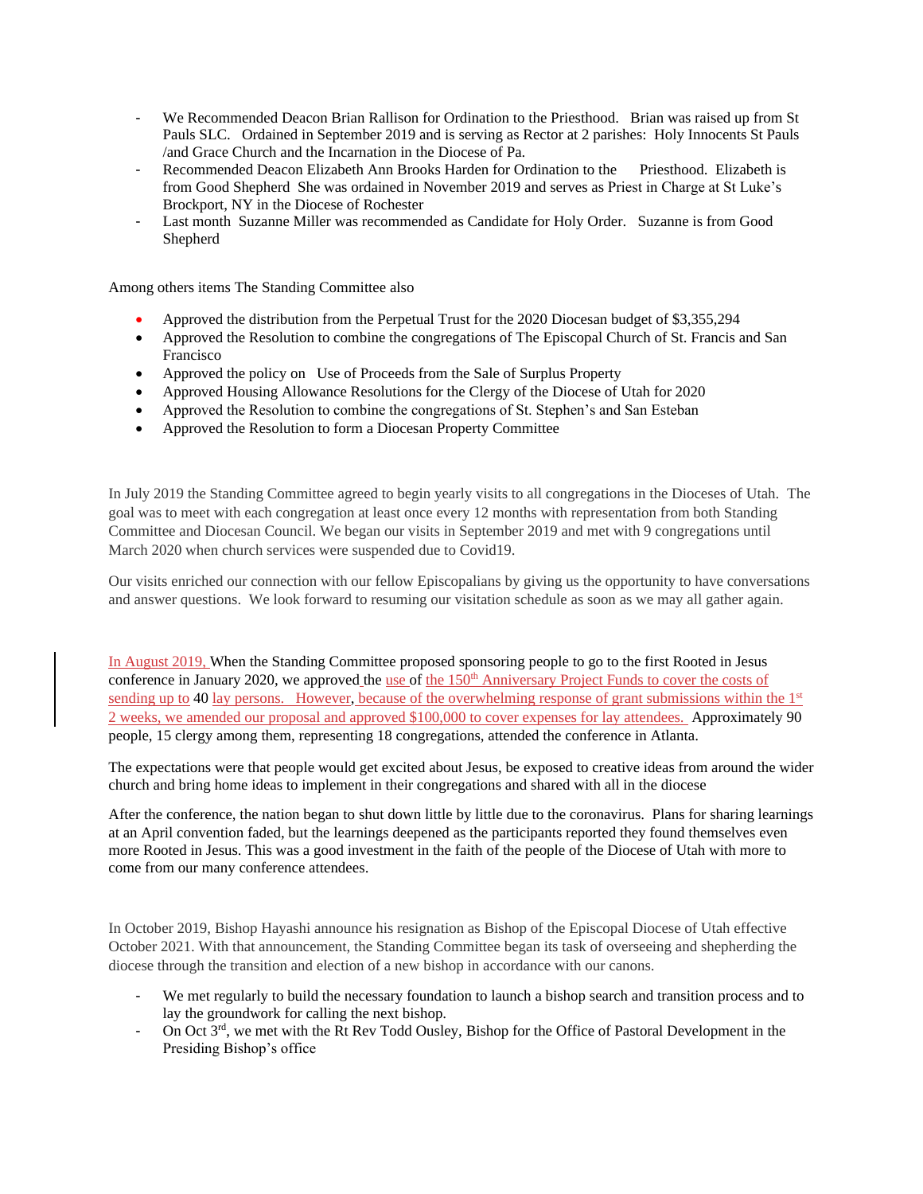- We Recommended Deacon Brian Rallison for Ordination to the Priesthood. Brian was raised up from St Pauls SLC. Ordained in September 2019 and is serving as Rector at 2 parishes: Holy Innocents St Pauls /and Grace Church and the Incarnation in the Diocese of Pa.
- Recommended Deacon Elizabeth Ann Brooks Harden for Ordination to the Priesthood. Elizabeth is from Good Shepherd She was ordained in November 2019 and serves as Priest in Charge at St Luke's Brockport, NY in the Diocese of Rochester
- Last month Suzanne Miller was recommended as Candidate for Holy Order. Suzanne is from Good Shepherd

Among others items The Standing Committee also

- Approved the distribution from the Perpetual Trust for the 2020 Diocesan budget of $3,355,294
- Approved the Resolution to combine the congregations of The Episcopal Church of St. Francis and San Francisco
- Approved the policy on Use of Proceeds from the Sale of Surplus Property
- Approved Housing Allowance Resolutions for the Clergy of the Diocese of Utah for 2020
- Approved the Resolution to combine the congregations of St. Stephen's and San Esteban
- Approved the Resolution to form a Diocesan Property Committee

In July 2019 the Standing Committee agreed to begin yearly visits to all congregations in the Dioceses of Utah. The goal was to meet with each congregation at least once every 12 months with representation from both Standing Committee and Diocesan Council. We began our visits in September 2019 and met with 9 congregations until March 2020 when church services were suspended due to Covid19.

Our visits enriched our connection with our fellow Episcopalians by giving us the opportunity to have conversations and answer questions. We look forward to resuming our visitation schedule as soon as we may all gather again.

In August 2019, When the Standing Committee proposed sponsoring people to go to the first Rooted in Jesus conference in January 2020, we approved the use of the 150th Anniversary Project Funds to cover the costs of sending up to 40 lay persons. However, because of the overwhelming response of grant submissions within the 1st 2 weeks, we amended our proposal and approved $100,000 to cover expenses for lay attendees. Approximately 90 people, 15 clergy among them, representing 18 congregations, attended the conference in Atlanta.

The expectations were that people would get excited about Jesus, be exposed to creative ideas from around the wider church and bring home ideas to implement in their congregations and shared with all in the diocese

After the conference, the nation began to shut down little by little due to the coronavirus. Plans for sharing learnings at an April convention faded, but the learnings deepened as the participants reported they found themselves even more Rooted in Jesus. This was a good investment in the faith of the people of the Diocese of Utah with more to come from our many conference attendees.

In October 2019, Bishop Hayashi announce his resignation as Bishop of the Episcopal Diocese of Utah effective October 2021. With that announcement, the Standing Committee began its task of overseeing and shepherding the diocese through the transition and election of a new bishop in accordance with our canons.

- We met regularly to build the necessary foundation to launch a bishop search and transition process and to lay the groundwork for calling the next bishop.
- On Oct 3rd, we met with the Rt Rev Todd Ousley, Bishop for the Office of Pastoral Development in the Presiding Bishop's office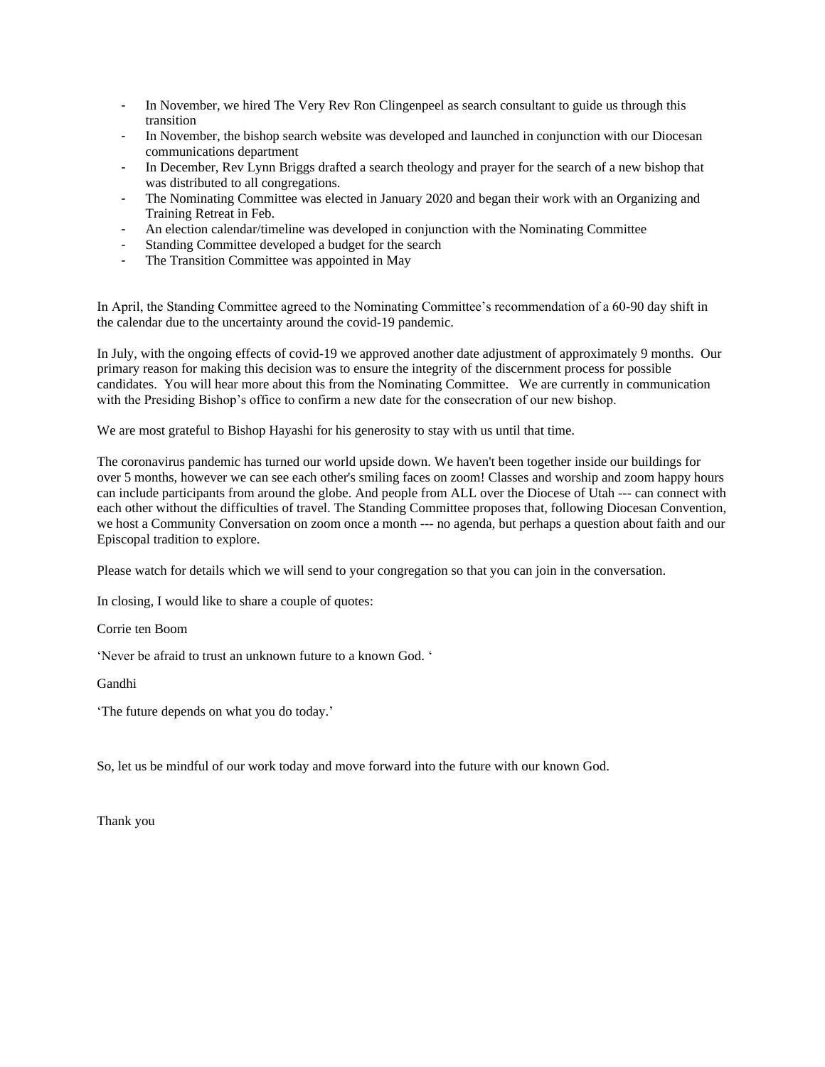- In November, we hired The Very Rev Ron Clingenpeel as search consultant to guide us through this transition
- In November, the bishop search website was developed and launched in conjunction with our Diocesan communications department
- In December, Rev Lynn Briggs drafted a search theology and prayer for the search of a new bishop that was distributed to all congregations.
- The Nominating Committee was elected in January 2020 and began their work with an Organizing and Training Retreat in Feb.
- An election calendar/timeline was developed in conjunction with the Nominating Committee
- Standing Committee developed a budget for the search
- The Transition Committee was appointed in May

In April, the Standing Committee agreed to the Nominating Committee's recommendation of a 60-90 day shift in the calendar due to the uncertainty around the covid-19 pandemic.

In July, with the ongoing effects of covid-19 we approved another date adjustment of approximately 9 months. Our primary reason for making this decision was to ensure the integrity of the discernment process for possible candidates. You will hear more about this from the Nominating Committee. We are currently in communication with the Presiding Bishop's office to confirm a new date for the consecration of our new bishop.

We are most grateful to Bishop Hayashi for his generosity to stay with us until that time.

The coronavirus pandemic has turned our world upside down. We haven't been together inside our buildings for over 5 months, however we can see each other's smiling faces on zoom! Classes and worship and zoom happy hours can include participants from around the globe. And people from ALL over the Diocese of Utah --- can connect with each other without the difficulties of travel. The Standing Committee proposes that, following Diocesan Convention, we host a Community Conversation on zoom once a month --- no agenda, but perhaps a question about faith and our Episcopal tradition to explore.

Please watch for details which we will send to your congregation so that you can join in the conversation.

In closing, I would like to share a couple of quotes:

Corrie ten Boom

'Never be afraid to trust an unknown future to a known God. '

Gandhi

'The future depends on what you do today.'

So, let us be mindful of our work today and move forward into the future with our known God.

Thank you